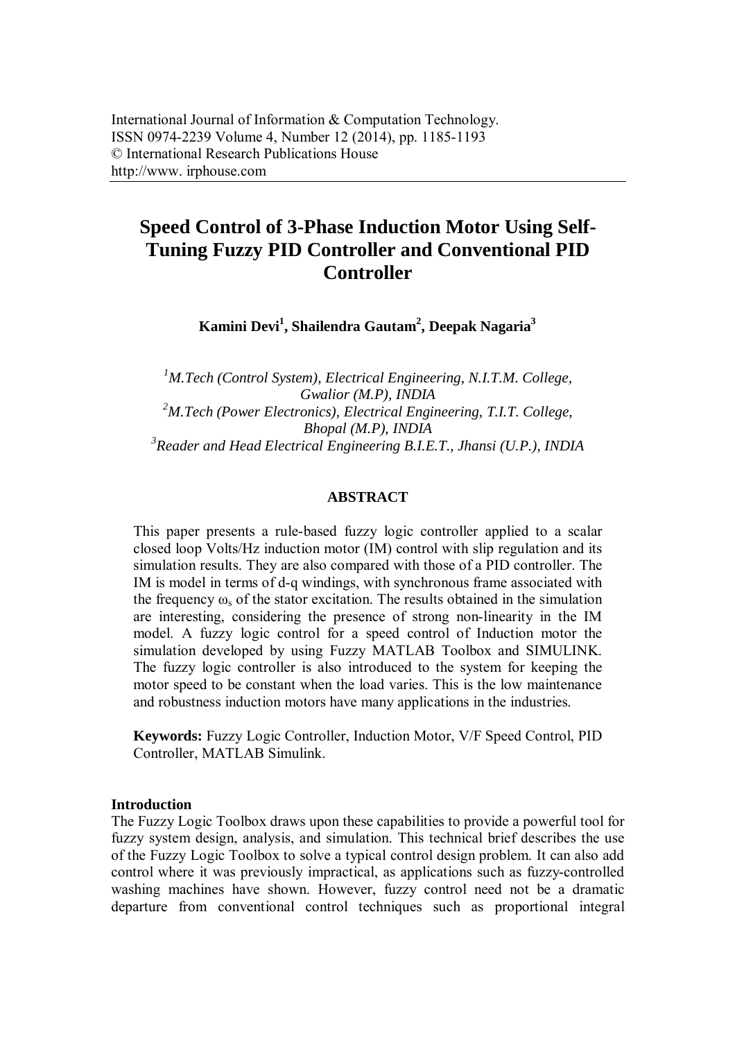International Journal of Information & Computation Technology.
ISSN 0974-2239 Volume 4, Number 12 (2014), pp. 1185-1193
© International Research Publications House
http://www. irphouse.com

# Speed Control of 3-Phase Induction Motor Using Self-Tuning Fuzzy PID Controller and Conventional PID Controller

**Kamini Devi[1], Shailendra Gautam[2], Deepak Nagaria[3]**

*[1]M.Tech (Control System), Electrical Engineering, N.I.T.M. College, Gwalior (M.P), INDIA*
*[2]M.Tech (Power Electronics), Electrical Engineering, T.I.T. College, Bhopal (M.P), INDIA*
*[3]Reader and Head Electrical Engineering B.I.E.T., Jhansi (U.P.), INDIA*

## ABSTRACT

This paper presents a rule-based fuzzy logic controller applied to a scalar closed loop Volts/Hz induction motor (IM) control with slip regulation and its simulation results. They are also compared with those of a PID controller. The IM is model in terms of d-q windings, with synchronous frame associated with the frequency $\omega_s$ of the stator excitation. The results obtained in the simulation are interesting, considering the presence of strong non-linearity in the IM model. A fuzzy logic control for a speed control of Induction motor the simulation developed by using Fuzzy MATLAB Toolbox and SIMULINK. The fuzzy logic controller is also introduced to the system for keeping the motor speed to be constant when the load varies. This is the low maintenance and robustness induction motors have many applications in the industries.

**Keywords:** Fuzzy Logic Controller, Induction Motor, V/F Speed Control, PID Controller, MATLAB Simulink.

## Introduction

The Fuzzy Logic Toolbox draws upon these capabilities to provide a powerful tool for fuzzy system design, analysis, and simulation. This technical brief describes the use of the Fuzzy Logic Toolbox to solve a typical control design problem. It can also add control where it was previously impractical, as applications such as fuzzy-controlled washing machines have shown. However, fuzzy control need not be a dramatic departure from conventional control techniques such as proportional integral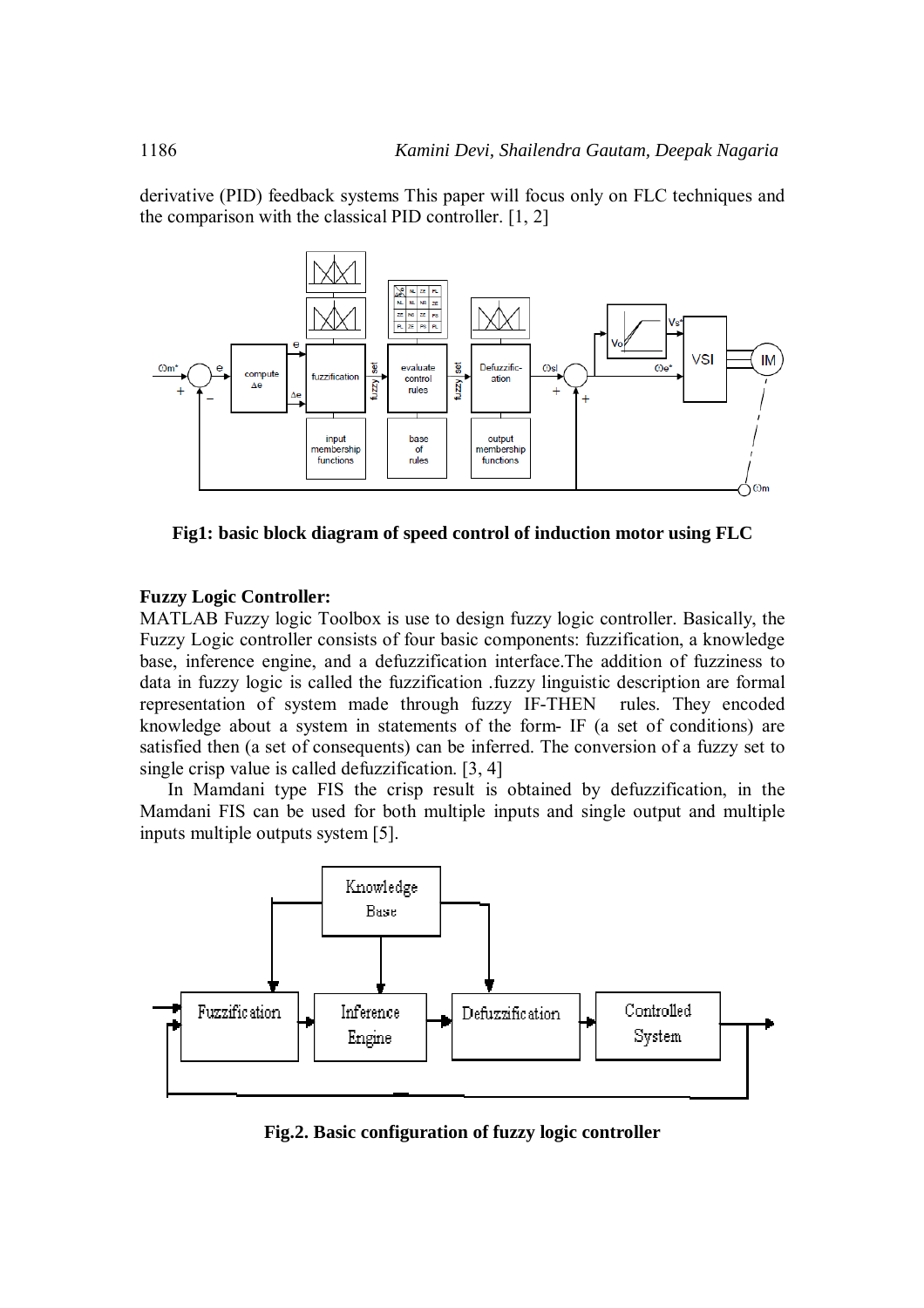derivative (PID) feedback systems This paper will focus only on FLC techniques and the comparison with the classical PID controller. [1, 2]

**Fig1: basic block diagram of speed control of induction motor using FLC**

**Fuzzy Logic Controller:**

MATLAB Fuzzy logic Toolbox is use to design fuzzy logic controller. Basically, the Fuzzy Logic controller consists of four basic components: fuzzification, a knowledge base, inference engine, and a defuzzification interface.The addition of fuzziness to data in fuzzy logic is called the fuzzification .fuzzy linguistic description are formal representation of system made through fuzzy IF-THEN rules. They encoded knowledge about a system in statements of the form- IF (a set of conditions) are satisfied then (a set of consequents) can be inferred. The conversion of a fuzzy set to single crisp value is called defuzzification. [3, 4]

In Mamdani type FIS the crisp result is obtained by defuzzification, in the Mamdani FIS can be used for both multiple inputs and single output and multiple inputs multiple outputs system [5].

**Fig.2. Basic configuration of fuzzy logic controller**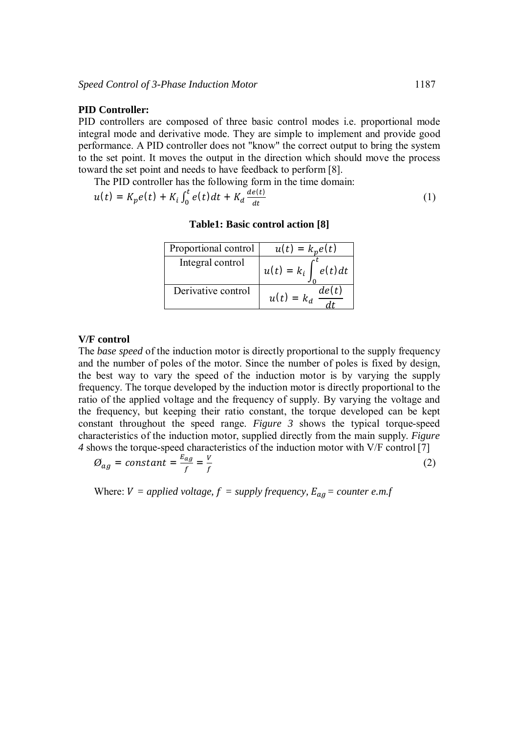**PID Controller:**

PID controllers are composed of three basic control modes i.e. proportional mode integral mode and derivative mode. They are simple to implement and provide good performance. A PID controller does not "know" the correct output to bring the system to the set point. It moves the output in the direction which should move the process toward the set point and needs to have feedback to perform [8].

The PID controller has the following form in the time domain:

$$u(t) = K_p e(t) + K_i \int_0^t e(t)dt + K_d \frac{de(t)}{dt} \quad (1)$$

**Table1: Basic control action [8]**

| Proportional control | $u(t) = k_p e(t)$ |
|---|---|
| Integral control | $u(t) = k_i \int_0^t e(t)dt$ |
| Derivative control | $u(t) = k_d \frac{de(t)}{dt}$ |

**V/F control**

The *base speed* of the induction motor is directly proportional to the supply frequency and the number of poles of the motor. Since the number of poles is fixed by design, the best way to vary the speed of the induction motor is by varying the supply frequency. The torque developed by the induction motor is directly proportional to the ratio of the applied voltage and the frequency of supply. By varying the voltage and the frequency, but keeping their ratio constant, the torque developed can be kept constant throughout the speed range. *Figure 3* shows the typical torque-speed characteristics of the induction motor, supplied directly from the main supply. *Figure 4* shows the torque-speed characteristics of the induction motor with V/F control [7]

$$\text{Ø}_{ag} = constant = \frac{E_{ag}}{f} = \frac{V}{f} \quad (2)$$

Where: $V$ = *applied voltage*, $f$ = *supply frequency*, $E_{ag}$ = *counter e.m.f*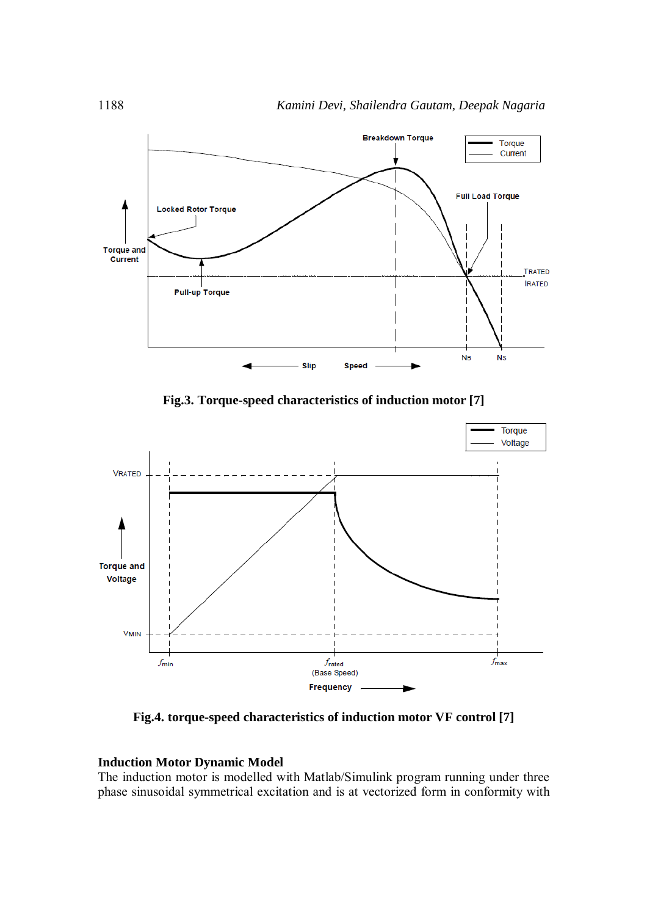Fig.3. **Torque-speed characteristics of induction motor [7]**

Fig.4. **torque-speed characteristics of induction motor VF control [7]**

**Induction Motor Dynamic Model**

The induction motor is modelled with Matlab/Simulink program running under three phase sinusoidal symmetrical excitation and is at vectorized form in conformity with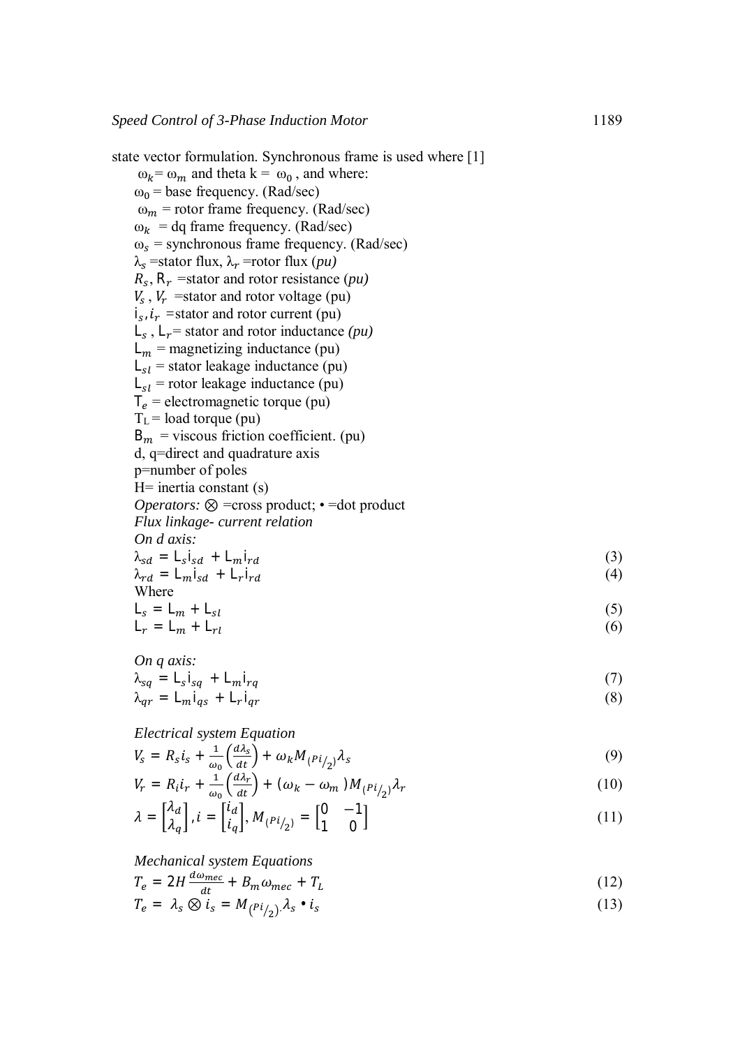state vector formulation. Synchronous frame is used where [1]

$\omega_k = \omega_m$ and theta k = $\omega_0$ , and where:

$\omega_0$ = base frequency. (Rad/sec)

$\omega_m$ = rotor frame frequency. (Rad/sec)

$\omega_k$ = dq frame frequency. (Rad/sec)

$\omega_s$ = synchronous frame frequency. (Rad/sec)

$\lambda_s$ =stator flux, $\lambda_r$ =rotor flux (*pu)*

$R_s$, $R_r$ =stator and rotor resistance (*pu)*

$V_s$ , $V_r$ =stator and rotor voltage (pu)

$i_s, i_r$ =stator and rotor current (pu)

$L_s$ , $L_r$= stator and rotor inductance *(pu)*

$L_m$ = magnetizing inductance (pu)

$L_{sl}$ = stator leakage inductance (pu)

$L_{sl}$ = rotor leakage inductance (pu)

$T_e$ = electromagnetic torque (pu)

$T_L$ = load torque (pu)

$B_m$ = viscous friction coefficient. (pu)

d, q=direct and quadrature axis

p=number of poles

H= inertia constant (s)

*Operators:* $\otimes$ =cross product; • =dot product

*Flux linkage- current relation*

*On d axis:*

$$\lambda_{sd} = L_s i_{sd} + L_m i_{rd} \tag{3}$$

$$\lambda_{rd} = L_m i_{sd} + L_r i_{rd} \tag{4}$$

Where

$$L_s = L_m + L_{sl} \tag{5}$$

$$L_r = L_m + L_{rl} \tag{6}$$

*On q axis:*

$$\lambda_{sq} = L_s i_{sq} + L_m i_{rq} \tag{7}$$

$$\lambda_{qr} = L_m i_{qs} + L_r i_{qr} \tag{8}$$

*Electrical system Equation*

$$V_s = R_s i_s + \frac{1}{\omega_0}\left(\frac{d\lambda_s}{dt}\right) + \omega_k M_{(Pi/_2)} \lambda_s \tag{9}$$

$$V_r = R_i i_r + \frac{1}{\omega_0}\left(\frac{d\lambda_r}{dt}\right) + (\omega_k - \omega_m) M_{(Pi/_2)} \lambda_r \tag{10}$$

$$\lambda = \begin{bmatrix}\lambda_d \\ \lambda_q\end{bmatrix}, i = \begin{bmatrix}i_d \\ i_q\end{bmatrix}, M_{(Pi/_2)} = \begin{bmatrix}0 & -1 \\ 1 & 0\end{bmatrix} \tag{11}$$

*Mechanical system Equations*

$$T_e = 2H\frac{d\omega_{mec}}{dt} + B_m \omega_{mec} + T_L \tag{12}$$

$$T_e = \lambda_s \otimes i_s = M_{(Pi/_2)}.\lambda_s \bullet i_s \tag{13}$$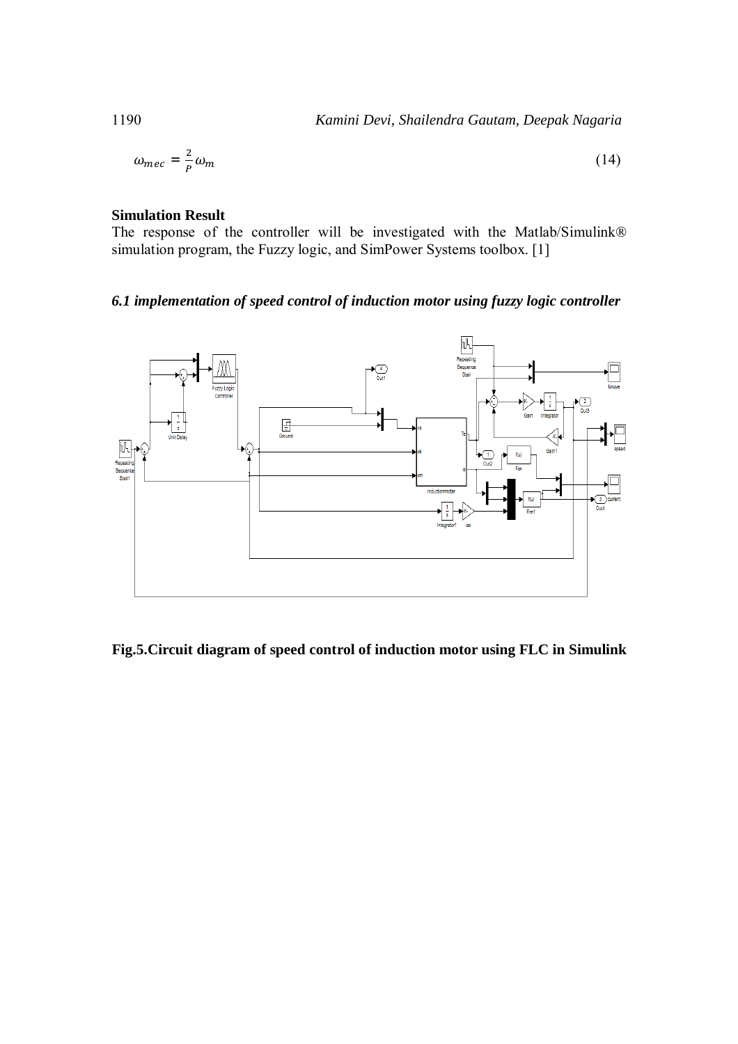$$\omega_{mec} = \frac{2}{P}\omega_m \tag{14}$$

**Simulation Result**

The response of the controller will be investigated with the Matlab/Simulink® simulation program, the Fuzzy logic, and SimPower Systems toolbox. [1]

### *6.1 implementation of speed control of induction motor using fuzzy logic controller*

**Fig.5.Circuit diagram of speed control of induction motor using FLC in Simulink**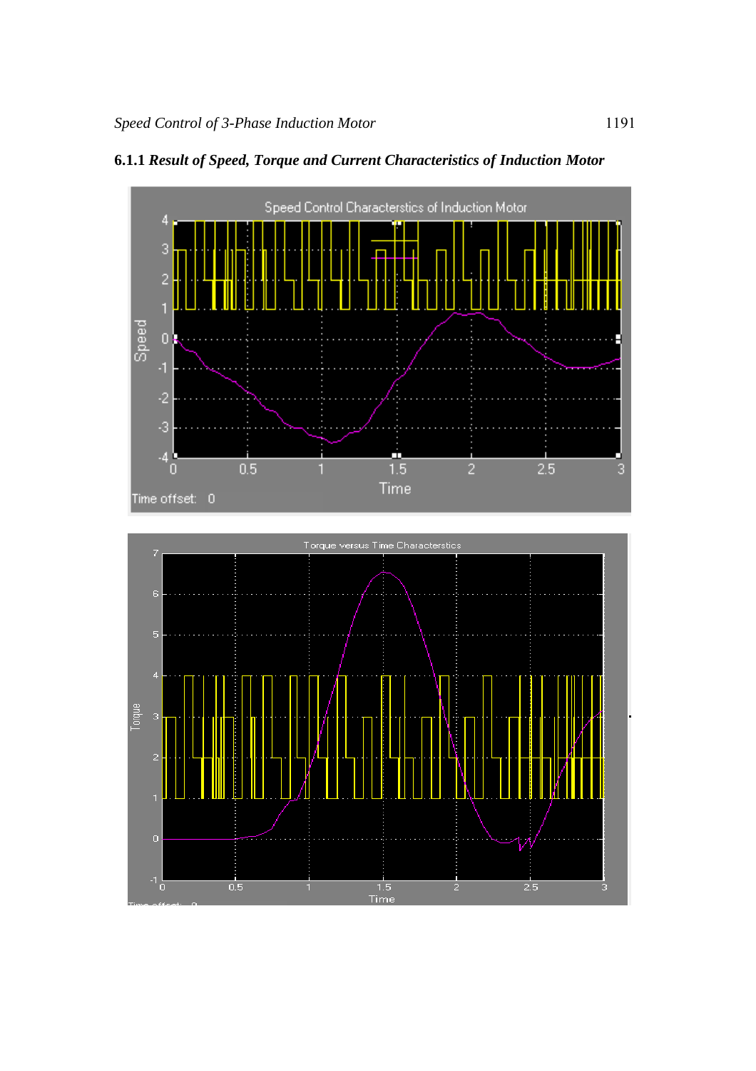### 6.1.1 *Result of Speed, Torque and Current Characteristics of Induction Motor*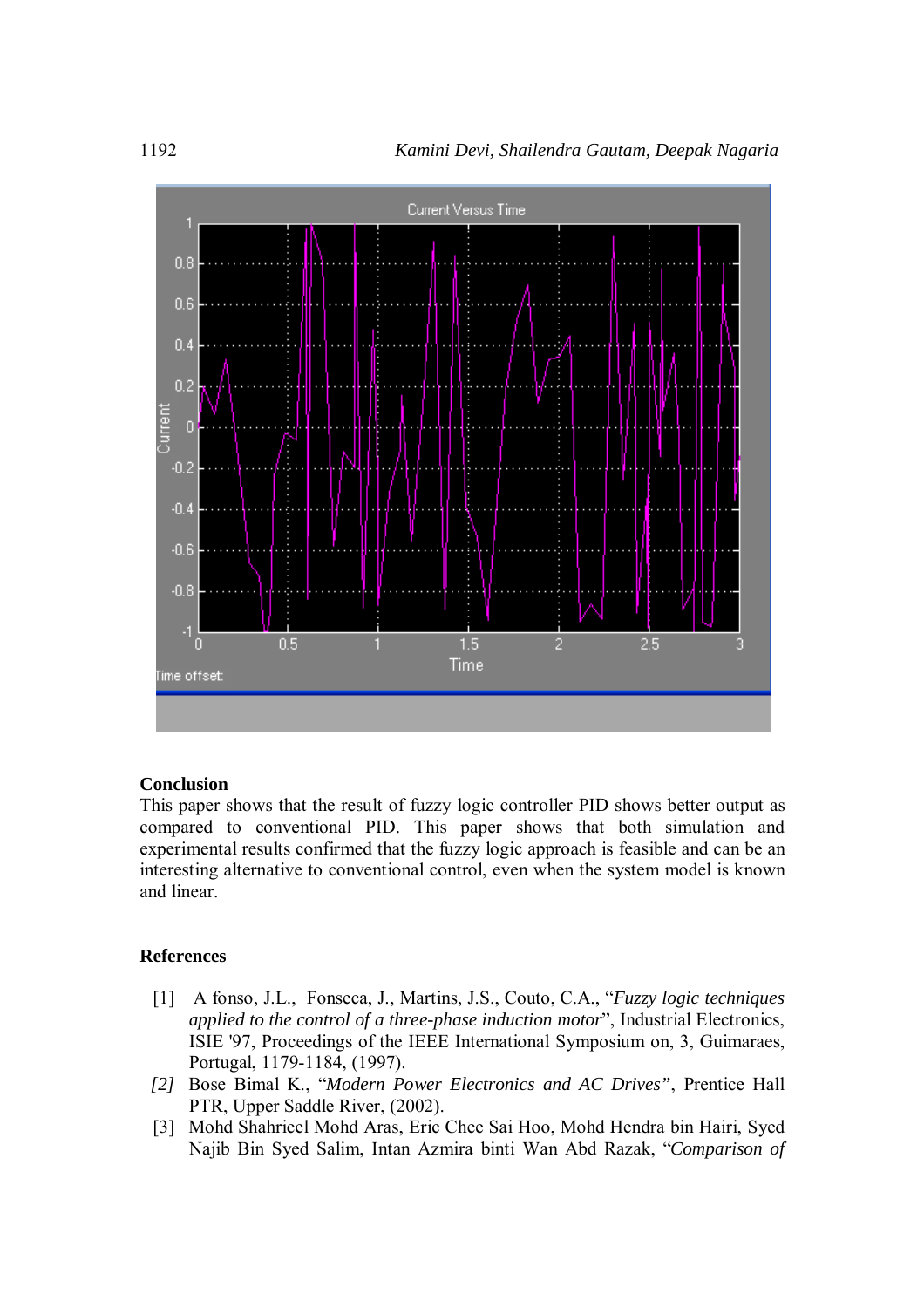## Conclusion

This paper shows that the result of fuzzy logic controller PID shows better output as compared to conventional PID. This paper shows that both simulation and experimental results confirmed that the fuzzy logic approach is feasible and can be an interesting alternative to conventional control, even when the system model is known and linear.

## References

[1] A fonso, J.L., Fonseca, J., Martins, J.S., Couto, C.A., "*Fuzzy logic techniques applied to the control of a three-phase induction motor*", Industrial Electronics, ISIE '97, Proceedings of the IEEE International Symposium on, 3, Guimaraes, Portugal, 1179-1184, (1997).

*[2]* Bose Bimal K., "*Modern Power Electronics and AC Drives"*, Prentice Hall PTR, Upper Saddle River, (2002).

[3] Mohd Shahrieel Mohd Aras, Eric Chee Sai Hoo, Mohd Hendra bin Hairi, Syed Najib Bin Syed Salim, Intan Azmira binti Wan Abd Razak, "*Comparison of*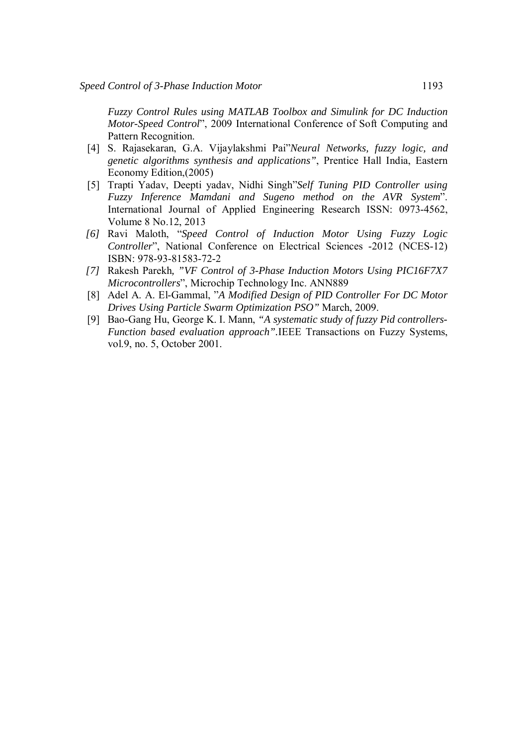*Fuzzy Control Rules using MATLAB Toolbox and Simulink for DC Induction Motor-Speed Control*", 2009 International Conference of Soft Computing and Pattern Recognition.

[4] S. Rajasekaran, G.A. Vijaylakshmi Pai"*Neural Networks, fuzzy logic, and genetic algorithms synthesis and applications"*, Prentice Hall India, Eastern Economy Edition,(2005)

[5] Trapti Yadav, Deepti yadav, Nidhi Singh"*Self Tuning PID Controller using Fuzzy Inference Mamdani and Sugeno method on the AVR System*". International Journal of Applied Engineering Research ISSN: 0973-4562, Volume 8 No.12, 2013

*[6]* Ravi Maloth, "*Speed Control of Induction Motor Using Fuzzy Logic Controller*", National Conference on Electrical Sciences -2012 (NCES-12) ISBN: 978-93-81583-72-2

*[7]* Rakesh Parekh*, "VF Control of 3-Phase Induction Motors Using PIC16F7X7 Microcontrollers*", Microchip Technology Inc. ANN889

[8] Adel A. A. El-Gammal, "*A Modified Design of PID Controller For DC Motor Drives Using Particle Swarm Optimization PSO"* March, 2009.

[9] Bao-Gang Hu, George K. I. Mann, *"A systematic study of fuzzy Pid controllers-Function based evaluation approach"*.IEEE Transactions on Fuzzy Systems, vol.9, no. 5, October 2001.